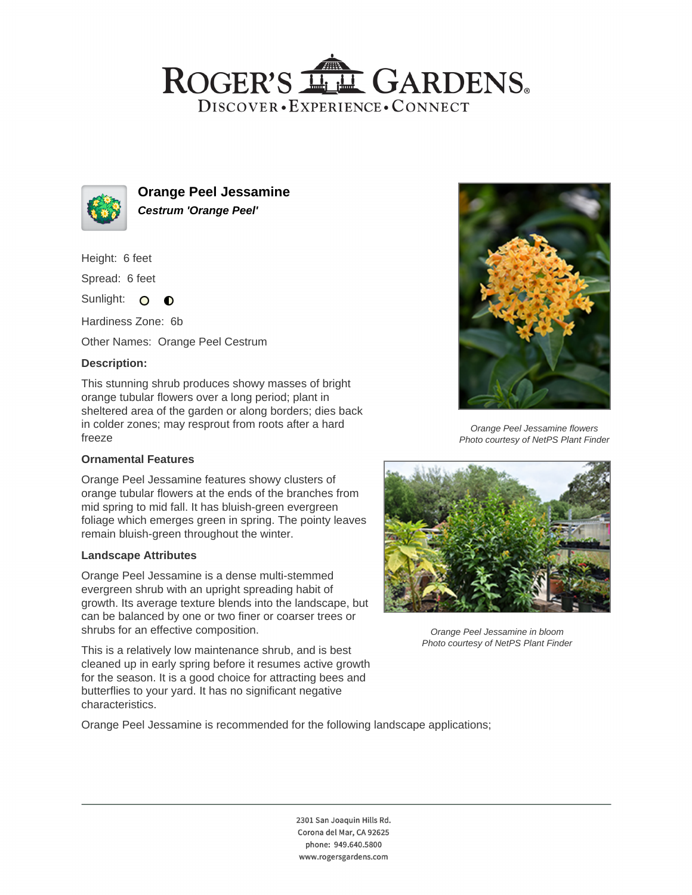# ROGER'S GARDENS

DISCOVER • EXPERIENCE • CONNECT

## Orange Peel Jessamine

***Cestrum 'Orange Peel'***

Height: 6 feet

Spread: 6 feet

Sunlight:

Hardiness Zone: 6b

Other Names: Orange Peel Cestrum

### Description:

This stunning shrub produces showy masses of bright orange tubular flowers over a long period; plant in sheltered area of the garden or along borders; dies back in colder zones; may resprout from roots after a hard freeze

### Ornamental Features

Orange Peel Jessamine features showy clusters of orange tubular flowers at the ends of the branches from mid spring to mid fall. It has bluish-green evergreen foliage which emerges green in spring. The pointy leaves remain bluish-green throughout the winter.

### Landscape Attributes

Orange Peel Jessamine is a dense multi-stemmed evergreen shrub with an upright spreading habit of growth. Its average texture blends into the landscape, but can be balanced by one or two finer or coarser trees or shrubs for an effective composition.

This is a relatively low maintenance shrub, and is best cleaned up in early spring before it resumes active growth for the season. It is a good choice for attracting bees and butterflies to your yard. It has no significant negative characteristics.

Orange Peel Jessamine is recommended for the following landscape applications;

*Orange Peel Jessamine flowers*
*Photo courtesy of NetPS Plant Finder*

*Orange Peel Jessamine in bloom*
*Photo courtesy of NetPS Plant Finder*

2301 San Joaquin Hills Rd.
Corona del Mar, CA 92625
phone: 949.640.5800
www.rogersgardens.com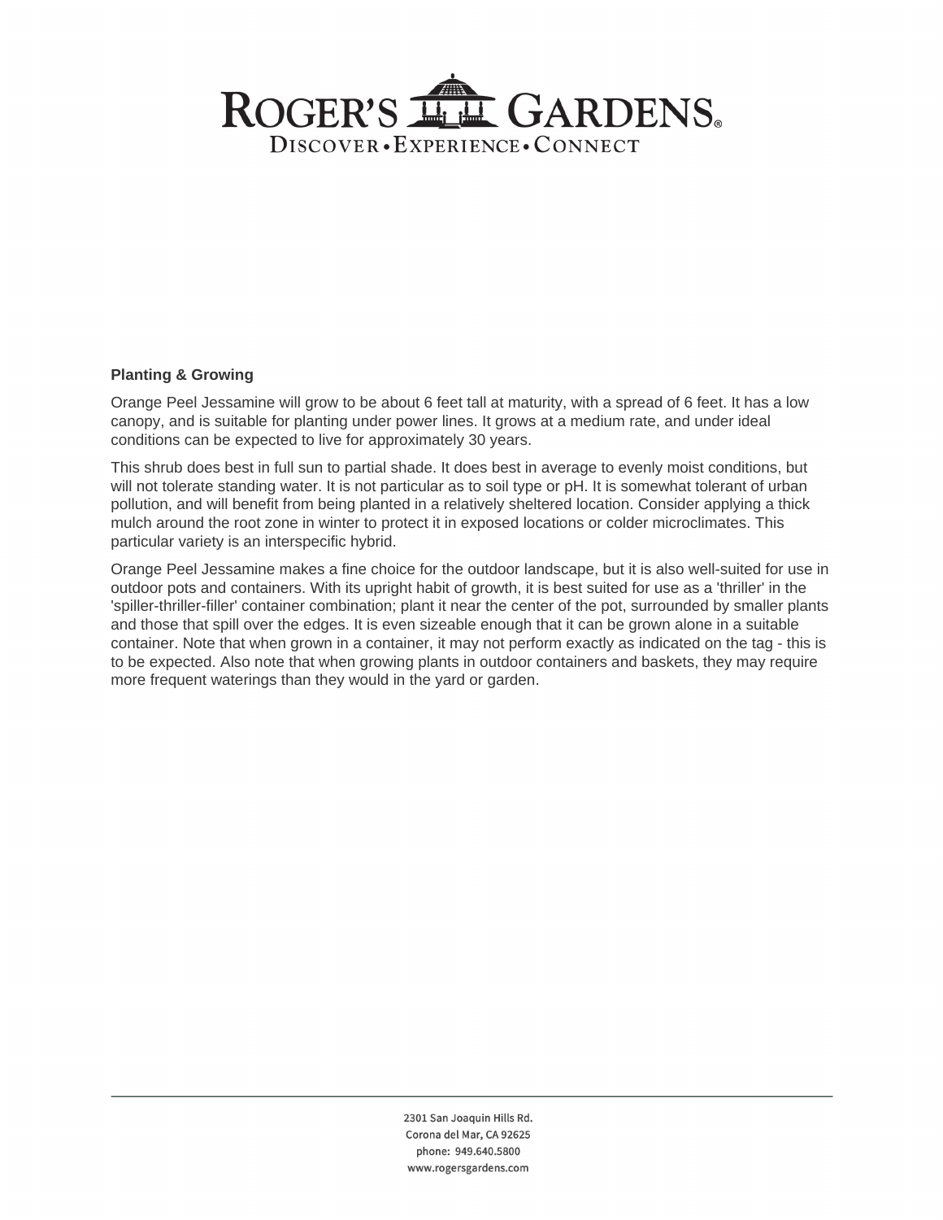### Planting & Growing

Orange Peel Jessamine will grow to be about 6 feet tall at maturity, with a spread of 6 feet. It has a low canopy, and is suitable for planting under power lines. It grows at a medium rate, and under ideal conditions can be expected to live for approximately 30 years.

This shrub does best in full sun to partial shade. It does best in average to evenly moist conditions, but will not tolerate standing water. It is not particular as to soil type or pH. It is somewhat tolerant of urban pollution, and will benefit from being planted in a relatively sheltered location. Consider applying a thick mulch around the root zone in winter to protect it in exposed locations or colder microclimates. This particular variety is an interspecific hybrid.

Orange Peel Jessamine makes a fine choice for the outdoor landscape, but it is also well-suited for use in outdoor pots and containers. With its upright habit of growth, it is best suited for use as a 'thriller' in the 'spiller-thriller-filler' container combination; plant it near the center of the pot, surrounded by smaller plants and those that spill over the edges. It is even sizeable enough that it can be grown alone in a suitable container. Note that when grown in a container, it may not perform exactly as indicated on the tag - this is to be expected. Also note that when growing plants in outdoor containers and baskets, they may require more frequent waterings than they would in the yard or garden.